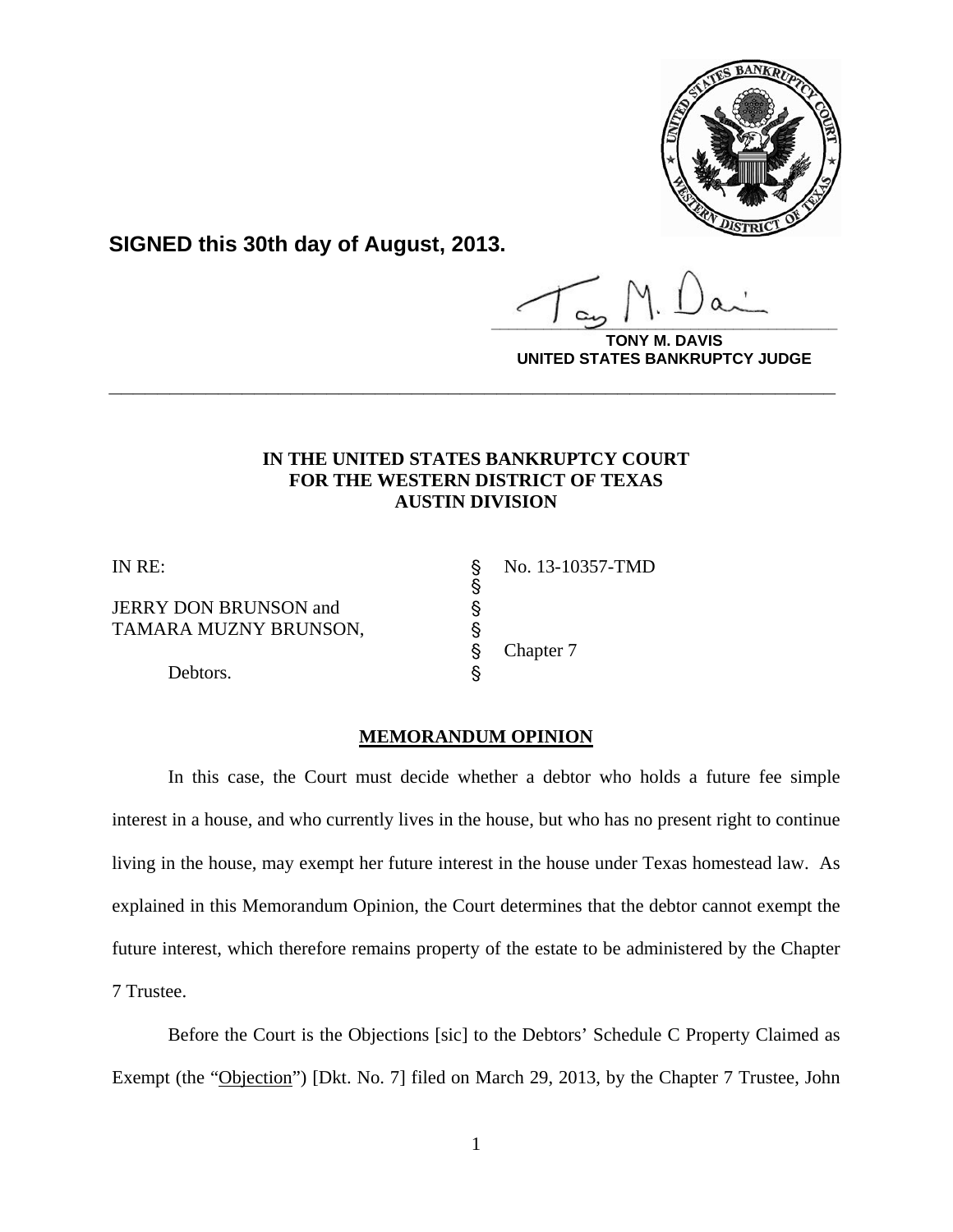**SIGNED this 30th day of August, 2013.**

**TONY M. DAVIS**
**UNITED STATES BANKRUPTCY JUDGE**

---

**IN THE UNITED STATES BANKRUPTCY COURT**
**FOR THE WESTERN DISTRICT OF TEXAS**
**AUSTIN DIVISION**

| | | |
|---|---|---|
| IN RE: | § | No. 13-10357-TMD |
| | § | |
| JERRY DON BRUNSON and | § | |
| TAMARA MUZNY BRUNSON, | § | |
| | § | Chapter 7 |
| Debtors. | § | |

**MEMORANDUM OPINION**

In this case, the Court must decide whether a debtor who holds a future fee simple interest in a house, and who currently lives in the house, but who has no present right to continue living in the house, may exempt her future interest in the house under Texas homestead law. As explained in this Memorandum Opinion, the Court determines that the debtor cannot exempt the future interest, which therefore remains property of the estate to be administered by the Chapter 7 Trustee.

Before the Court is the Objections [sic] to the Debtors' Schedule C Property Claimed as Exempt (the "Objection") [Dkt. No. 7] filed on March 29, 2013, by the Chapter 7 Trustee, John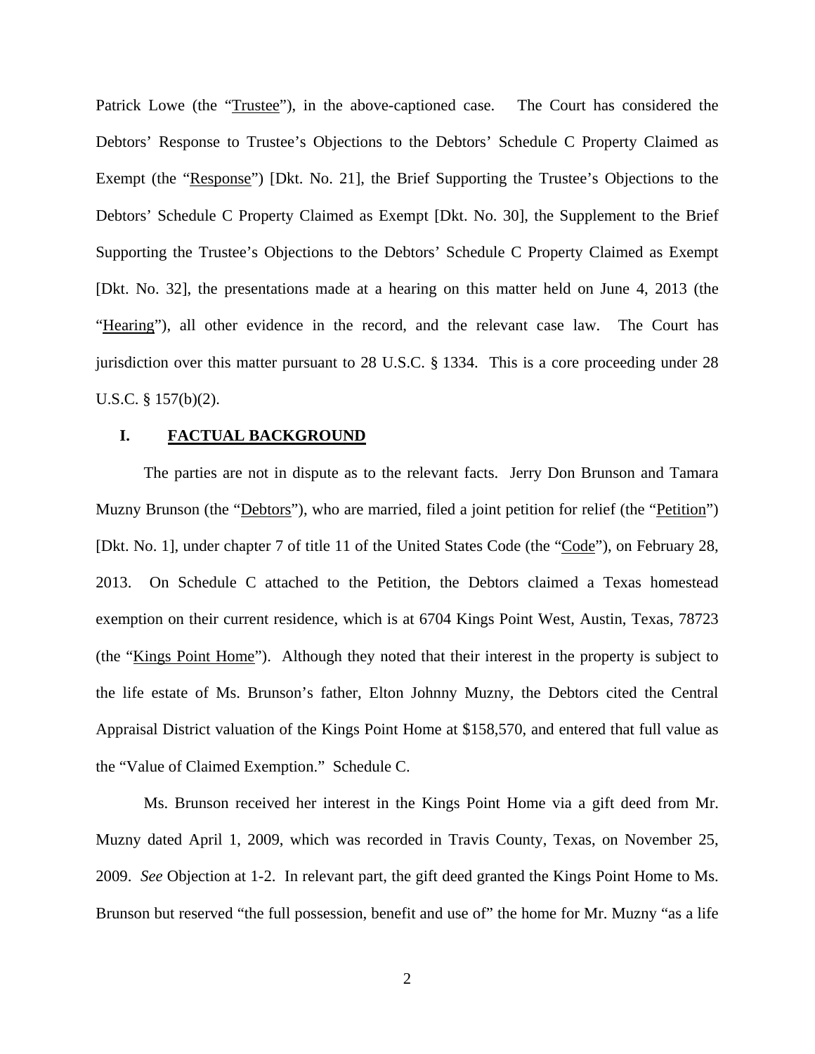Patrick Lowe (the "Trustee"), in the above-captioned case. The Court has considered the Debtors' Response to Trustee's Objections to the Debtors' Schedule C Property Claimed as Exempt (the "Response") [Dkt. No. 21], the Brief Supporting the Trustee's Objections to the Debtors' Schedule C Property Claimed as Exempt [Dkt. No. 30], the Supplement to the Brief Supporting the Trustee's Objections to the Debtors' Schedule C Property Claimed as Exempt [Dkt. No. 32], the presentations made at a hearing on this matter held on June 4, 2013 (the "Hearing"), all other evidence in the record, and the relevant case law. The Court has jurisdiction over this matter pursuant to 28 U.S.C. § 1334. This is a core proceeding under 28 U.S.C. § 157(b)(2).

## I. FACTUAL BACKGROUND

The parties are not in dispute as to the relevant facts. Jerry Don Brunson and Tamara Muzny Brunson (the "Debtors"), who are married, filed a joint petition for relief (the "Petition") [Dkt. No. 1], under chapter 7 of title 11 of the United States Code (the "Code"), on February 28, 2013. On Schedule C attached to the Petition, the Debtors claimed a Texas homestead exemption on their current residence, which is at 6704 Kings Point West, Austin, Texas, 78723 (the "Kings Point Home"). Although they noted that their interest in the property is subject to the life estate of Ms. Brunson's father, Elton Johnny Muzny, the Debtors cited the Central Appraisal District valuation of the Kings Point Home at $158,570, and entered that full value as the "Value of Claimed Exemption." Schedule C.

Ms. Brunson received her interest in the Kings Point Home via a gift deed from Mr. Muzny dated April 1, 2009, which was recorded in Travis County, Texas, on November 25, 2009. *See* Objection at 1-2. In relevant part, the gift deed granted the Kings Point Home to Ms. Brunson but reserved "the full possession, benefit and use of" the home for Mr. Muzny "as a life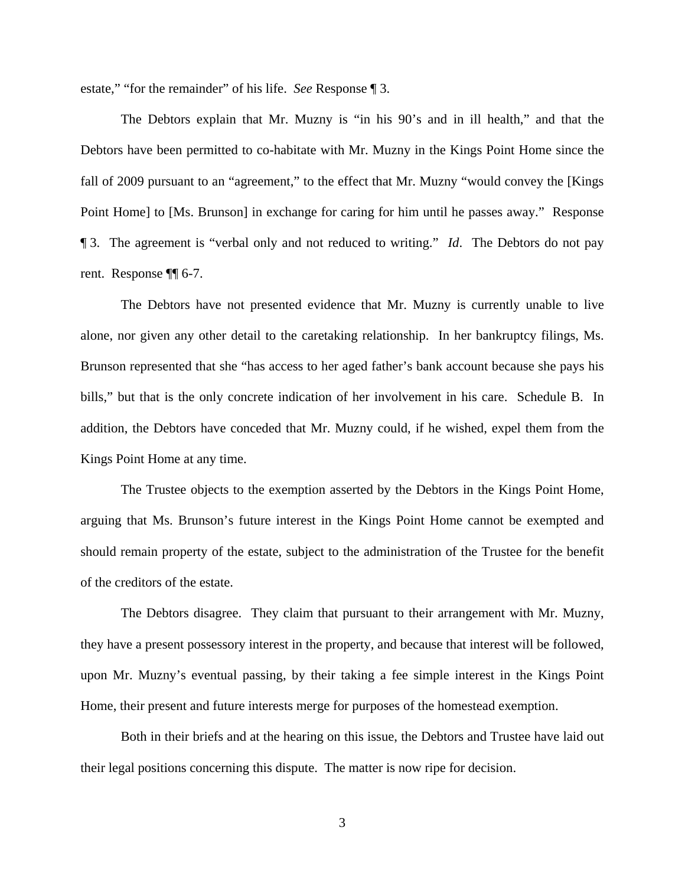estate," "for the remainder" of his life. *See* Response ¶ 3.

The Debtors explain that Mr. Muzny is "in his 90's and in ill health," and that the Debtors have been permitted to co-habitate with Mr. Muzny in the Kings Point Home since the fall of 2009 pursuant to an "agreement," to the effect that Mr. Muzny "would convey the [Kings Point Home] to [Ms. Brunson] in exchange for caring for him until he passes away." Response ¶ 3. The agreement is "verbal only and not reduced to writing." *Id*. The Debtors do not pay rent. Response ¶¶ 6-7.

The Debtors have not presented evidence that Mr. Muzny is currently unable to live alone, nor given any other detail to the caretaking relationship. In her bankruptcy filings, Ms. Brunson represented that she "has access to her aged father's bank account because she pays his bills," but that is the only concrete indication of her involvement in his care. Schedule B. In addition, the Debtors have conceded that Mr. Muzny could, if he wished, expel them from the Kings Point Home at any time.

The Trustee objects to the exemption asserted by the Debtors in the Kings Point Home, arguing that Ms. Brunson's future interest in the Kings Point Home cannot be exempted and should remain property of the estate, subject to the administration of the Trustee for the benefit of the creditors of the estate.

The Debtors disagree. They claim that pursuant to their arrangement with Mr. Muzny, they have a present possessory interest in the property, and because that interest will be followed, upon Mr. Muzny's eventual passing, by their taking a fee simple interest in the Kings Point Home, their present and future interests merge for purposes of the homestead exemption.

Both in their briefs and at the hearing on this issue, the Debtors and Trustee have laid out their legal positions concerning this dispute. The matter is now ripe for decision.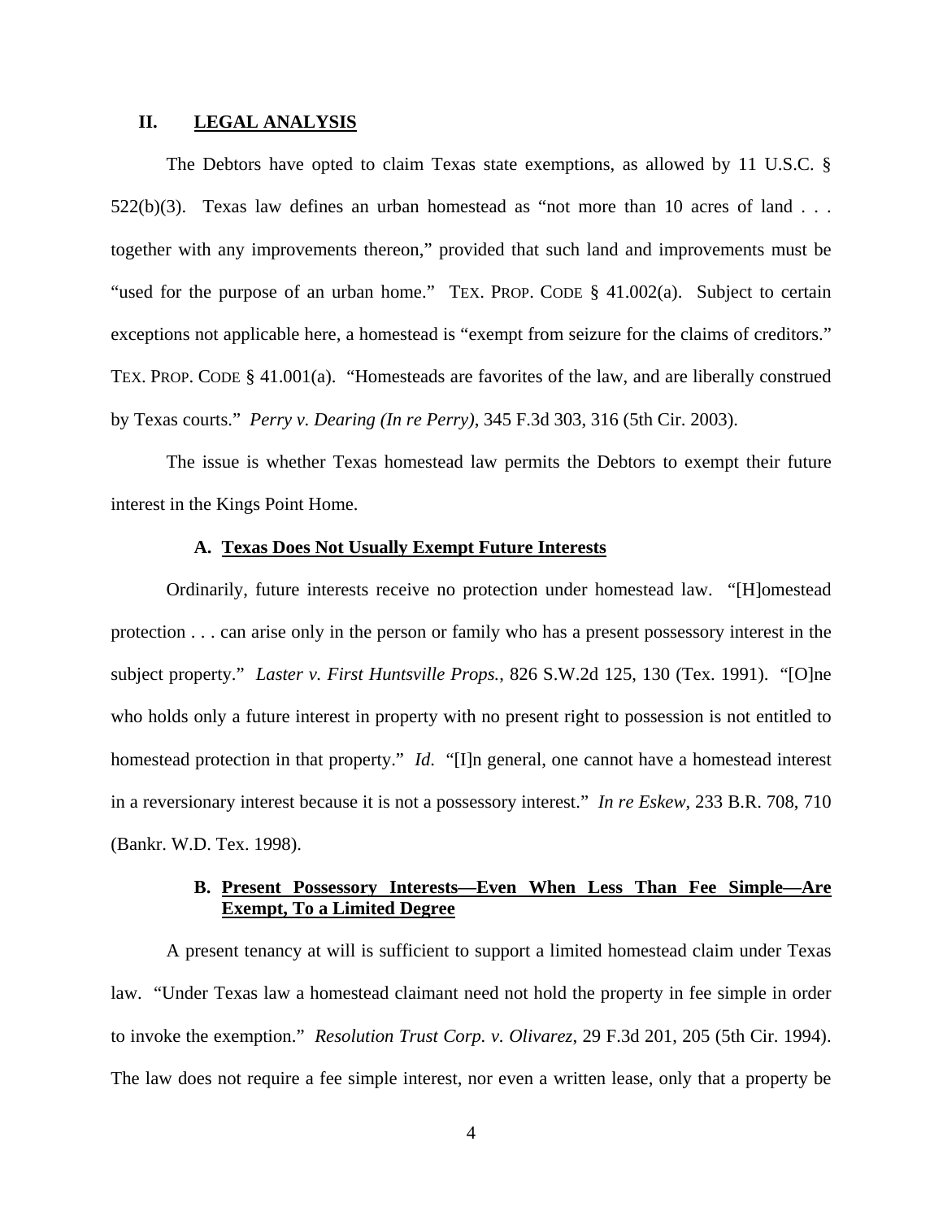## II. LEGAL ANALYSIS

The Debtors have opted to claim Texas state exemptions, as allowed by 11 U.S.C. § 522(b)(3). Texas law defines an urban homestead as "not more than 10 acres of land . . . together with any improvements thereon," provided that such land and improvements must be "used for the purpose of an urban home." TEX. PROP. CODE § 41.002(a). Subject to certain exceptions not applicable here, a homestead is "exempt from seizure for the claims of creditors." TEX. PROP. CODE § 41.001(a). "Homesteads are favorites of the law, and are liberally construed by Texas courts." *Perry v. Dearing (In re Perry)*, 345 F.3d 303, 316 (5th Cir. 2003).

The issue is whether Texas homestead law permits the Debtors to exempt their future interest in the Kings Point Home.

### A. Texas Does Not Usually Exempt Future Interests

Ordinarily, future interests receive no protection under homestead law. "[H]omestead protection . . . can arise only in the person or family who has a present possessory interest in the subject property." *Laster v. First Huntsville Props.*, 826 S.W.2d 125, 130 (Tex. 1991). "[O]ne who holds only a future interest in property with no present right to possession is not entitled to homestead protection in that property." *Id*. "[I]n general, one cannot have a homestead interest in a reversionary interest because it is not a possessory interest." *In re Eskew*, 233 B.R. 708, 710 (Bankr. W.D. Tex. 1998).

### B. Present Possessory Interests—Even When Less Than Fee Simple—Are Exempt, To a Limited Degree

A present tenancy at will is sufficient to support a limited homestead claim under Texas law. "Under Texas law a homestead claimant need not hold the property in fee simple in order to invoke the exemption." *Resolution Trust Corp. v. Olivarez*, 29 F.3d 201, 205 (5th Cir. 1994). The law does not require a fee simple interest, nor even a written lease, only that a property be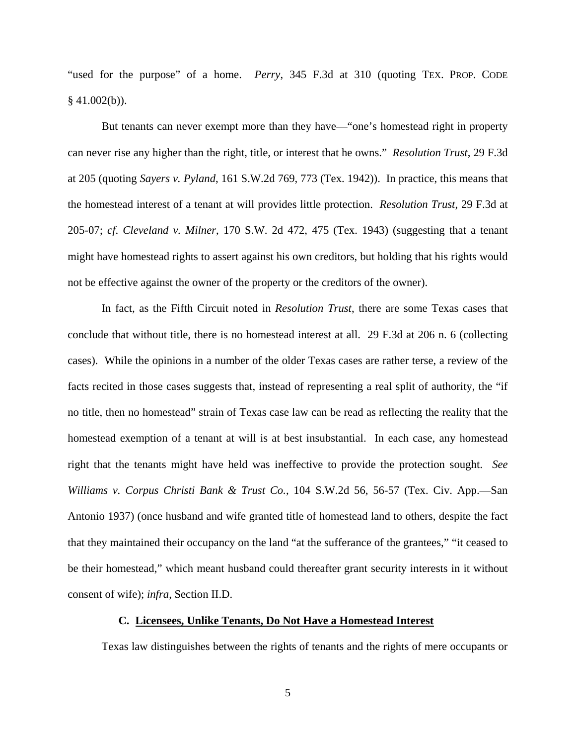"used for the purpose" of a home. *Perry*, 345 F.3d at 310 (quoting TEX. PROP. CODE § 41.002(b)).

But tenants can never exempt more than they have—"one's homestead right in property can never rise any higher than the right, title, or interest that he owns." *Resolution Trust*, 29 F.3d at 205 (quoting *Sayers v. Pyland*, 161 S.W.2d 769, 773 (Tex. 1942)). In practice, this means that the homestead interest of a tenant at will provides little protection. *Resolution Trust*, 29 F.3d at 205-07; *cf. Cleveland v. Milner*, 170 S.W. 2d 472, 475 (Tex. 1943) (suggesting that a tenant might have homestead rights to assert against his own creditors, but holding that his rights would not be effective against the owner of the property or the creditors of the owner).

In fact, as the Fifth Circuit noted in *Resolution Trust*, there are some Texas cases that conclude that without title, there is no homestead interest at all. 29 F.3d at 206 n. 6 (collecting cases). While the opinions in a number of the older Texas cases are rather terse, a review of the facts recited in those cases suggests that, instead of representing a real split of authority, the "if no title, then no homestead" strain of Texas case law can be read as reflecting the reality that the homestead exemption of a tenant at will is at best insubstantial. In each case, any homestead right that the tenants might have held was ineffective to provide the protection sought. *See Williams v. Corpus Christi Bank & Trust Co.*, 104 S.W.2d 56, 56-57 (Tex. Civ. App.—San Antonio 1937) (once husband and wife granted title of homestead land to others, despite the fact that they maintained their occupancy on the land "at the sufferance of the grantees," "it ceased to be their homestead," which meant husband could thereafter grant security interests in it without consent of wife); *infra*, Section II.D.

### C. Licensees, Unlike Tenants, Do Not Have a Homestead Interest

Texas law distinguishes between the rights of tenants and the rights of mere occupants or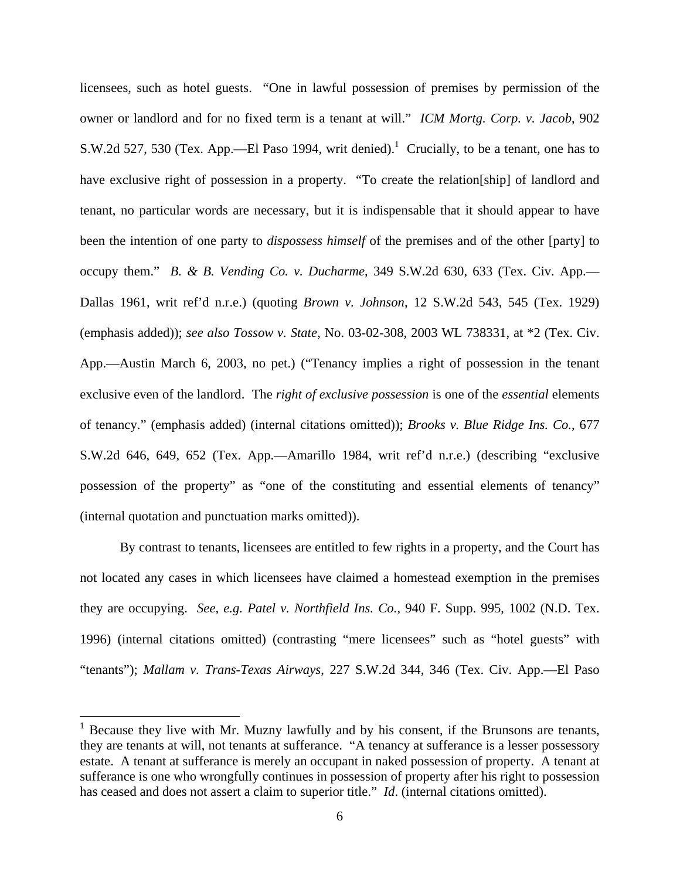licensees, such as hotel guests. "One in lawful possession of premises by permission of the owner or landlord and for no fixed term is a tenant at will." *ICM Mortg. Corp. v. Jacob*, 902 S.W.2d 527, 530 (Tex. App.—El Paso 1994, writ denied).[1] Crucially, to be a tenant, one has to have exclusive right of possession in a property. "To create the relation[ship] of landlord and tenant, no particular words are necessary, but it is indispensable that it should appear to have been the intention of one party to *dispossess himself* of the premises and of the other [party] to occupy them." *B. & B. Vending Co. v. Ducharme*, 349 S.W.2d 630, 633 (Tex. Civ. App.—Dallas 1961, writ ref'd n.r.e.) (quoting *Brown v. Johnson*, 12 S.W.2d 543, 545 (Tex. 1929) (emphasis added)); *see also Tossow v. State*, No. 03-02-308, 2003 WL 738331, at *2 (Tex. Civ. App.—Austin March 6, 2003, no pet.) ("Tenancy implies a right of possession in the tenant exclusive even of the landlord. The *right of exclusive possession* is one of the *essential* elements of tenancy." (emphasis added) (internal citations omitted)); *Brooks v. Blue Ridge Ins. Co.*, 677 S.W.2d 646, 649, 652 (Tex. App.—Amarillo 1984, writ ref'd n.r.e.) (describing "exclusive possession of the property" as "one of the constituting and essential elements of tenancy" (internal quotation and punctuation marks omitted)).

By contrast to tenants, licensees are entitled to few rights in a property, and the Court has not located any cases in which licensees have claimed a homestead exemption in the premises they are occupying. *See, e.g. Patel v. Northfield Ins. Co.*, 940 F. Supp. 995, 1002 (N.D. Tex. 1996) (internal citations omitted) (contrasting "mere licensees" such as "hotel guests" with "tenants"); *Mallam v. Trans-Texas Airways*, 227 S.W.2d 344, 346 (Tex. Civ. App.—El Paso

[1] Because they live with Mr. Muzny lawfully and by his consent, if the Brunsons are tenants, they are tenants at will, not tenants at sufferance. "A tenancy at sufferance is a lesser possessory estate. A tenant at sufferance is merely an occupant in naked possession of property. A tenant at sufferance is one who wrongfully continues in possession of property after his right to possession has ceased and does not assert a claim to superior title." *Id*. (internal citations omitted).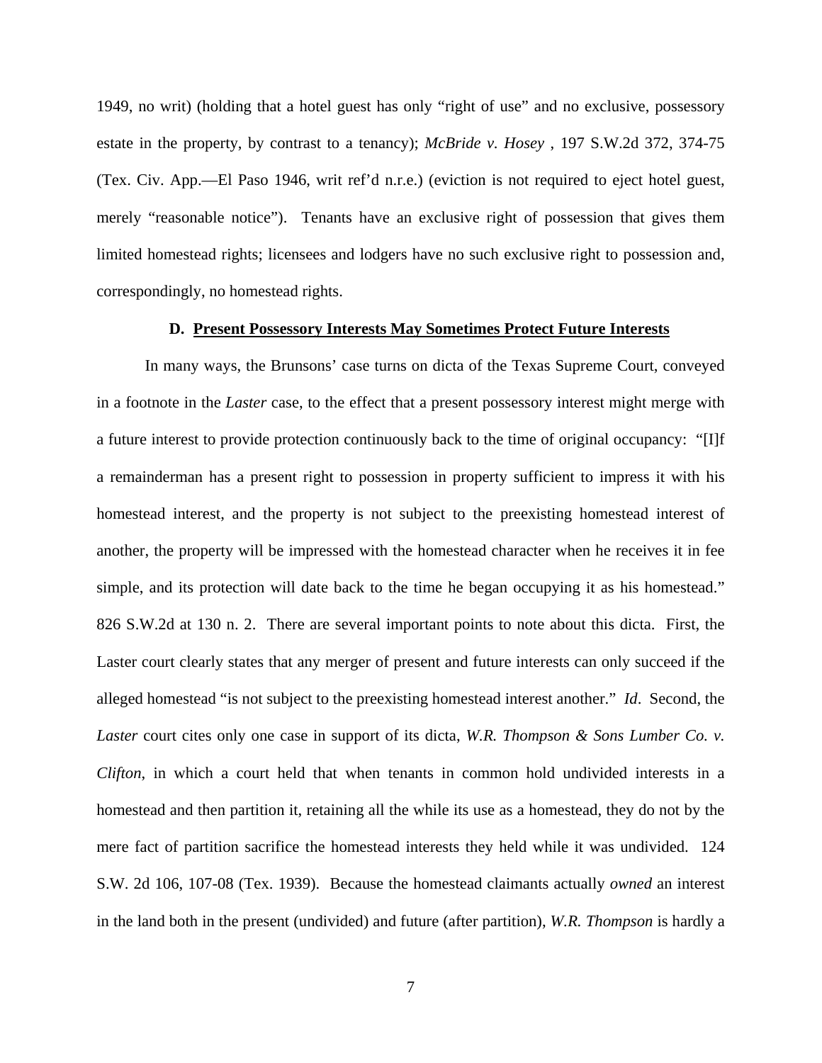1949, no writ) (holding that a hotel guest has only "right of use" and no exclusive, possessory estate in the property, by contrast to a tenancy); *McBride v. Hosey* , 197 S.W.2d 372, 374-75 (Tex. Civ. App.—El Paso 1946, writ ref'd n.r.e.) (eviction is not required to eject hotel guest, merely "reasonable notice"). Tenants have an exclusive right of possession that gives them limited homestead rights; licensees and lodgers have no such exclusive right to possession and, correspondingly, no homestead rights.

### D. Present Possessory Interests May Sometimes Protect Future Interests

In many ways, the Brunsons' case turns on dicta of the Texas Supreme Court, conveyed in a footnote in the *Laster* case, to the effect that a present possessory interest might merge with a future interest to provide protection continuously back to the time of original occupancy: "[I]f a remainderman has a present right to possession in property sufficient to impress it with his homestead interest, and the property is not subject to the preexisting homestead interest of another, the property will be impressed with the homestead character when he receives it in fee simple, and its protection will date back to the time he began occupying it as his homestead." 826 S.W.2d at 130 n. 2. There are several important points to note about this dicta. First, the Laster court clearly states that any merger of present and future interests can only succeed if the alleged homestead "is not subject to the preexisting homestead interest another." *Id*. Second, the *Laster* court cites only one case in support of its dicta, *W.R. Thompson & Sons Lumber Co. v. Clifton*, in which a court held that when tenants in common hold undivided interests in a homestead and then partition it, retaining all the while its use as a homestead, they do not by the mere fact of partition sacrifice the homestead interests they held while it was undivided. 124 S.W. 2d 106, 107-08 (Tex. 1939). Because the homestead claimants actually *owned* an interest in the land both in the present (undivided) and future (after partition), *W.R. Thompson* is hardly a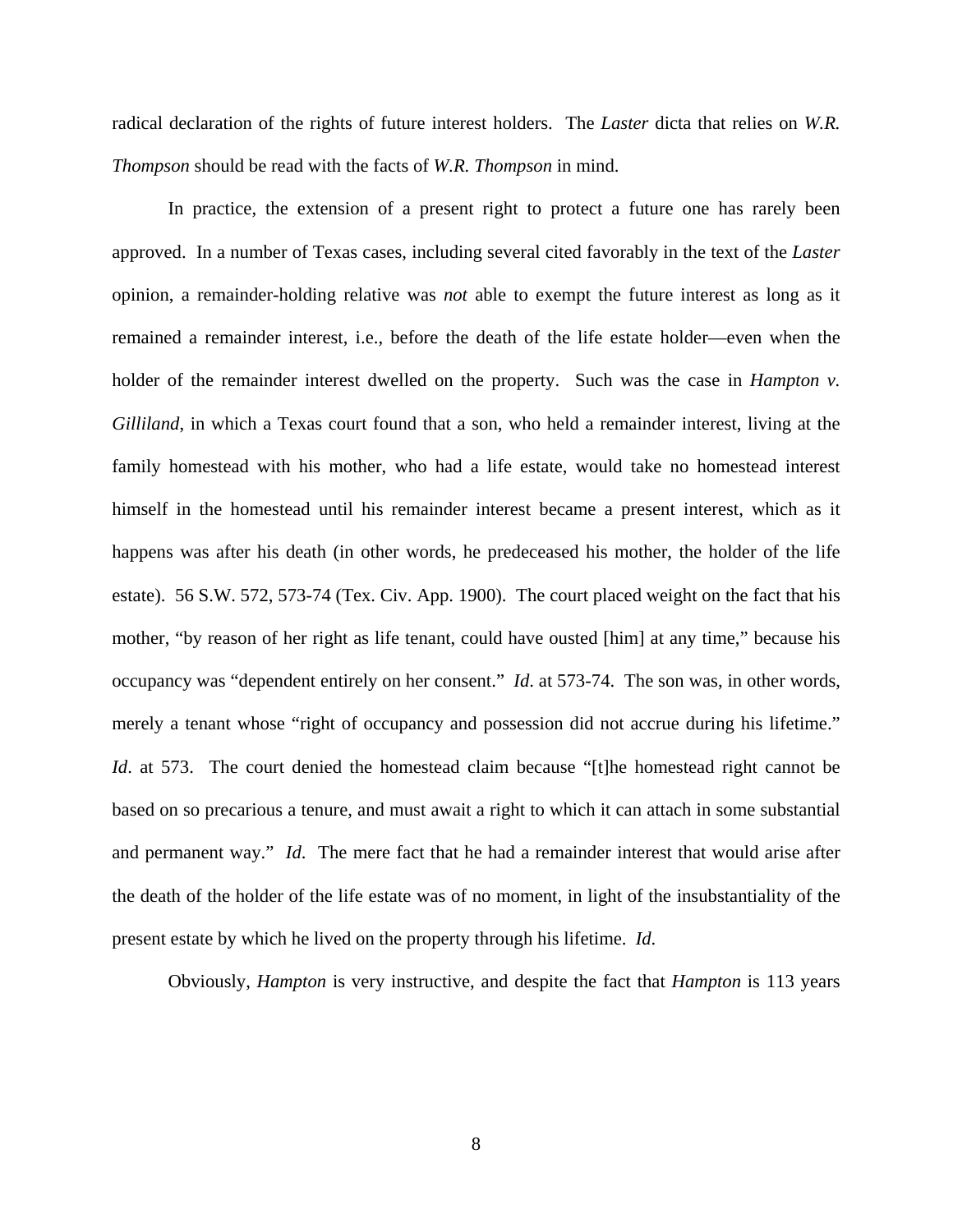radical declaration of the rights of future interest holders. The *Laster* dicta that relies on *W.R. Thompson* should be read with the facts of *W.R. Thompson* in mind.

In practice, the extension of a present right to protect a future one has rarely been approved. In a number of Texas cases, including several cited favorably in the text of the *Laster* opinion, a remainder-holding relative was *not* able to exempt the future interest as long as it remained a remainder interest, i.e., before the death of the life estate holder—even when the holder of the remainder interest dwelled on the property. Such was the case in *Hampton v. Gilliland*, in which a Texas court found that a son, who held a remainder interest, living at the family homestead with his mother, who had a life estate, would take no homestead interest himself in the homestead until his remainder interest became a present interest, which as it happens was after his death (in other words, he predeceased his mother, the holder of the life estate). 56 S.W. 572, 573-74 (Tex. Civ. App. 1900). The court placed weight on the fact that his mother, "by reason of her right as life tenant, could have ousted [him] at any time," because his occupancy was "dependent entirely on her consent." *Id*. at 573-74. The son was, in other words, merely a tenant whose "right of occupancy and possession did not accrue during his lifetime." *Id*. at 573. The court denied the homestead claim because "[t]he homestead right cannot be based on so precarious a tenure, and must await a right to which it can attach in some substantial and permanent way." *Id*. The mere fact that he had a remainder interest that would arise after the death of the holder of the life estate was of no moment, in light of the insubstantiality of the present estate by which he lived on the property through his lifetime. *Id*.

Obviously, *Hampton* is very instructive, and despite the fact that *Hampton* is 113 years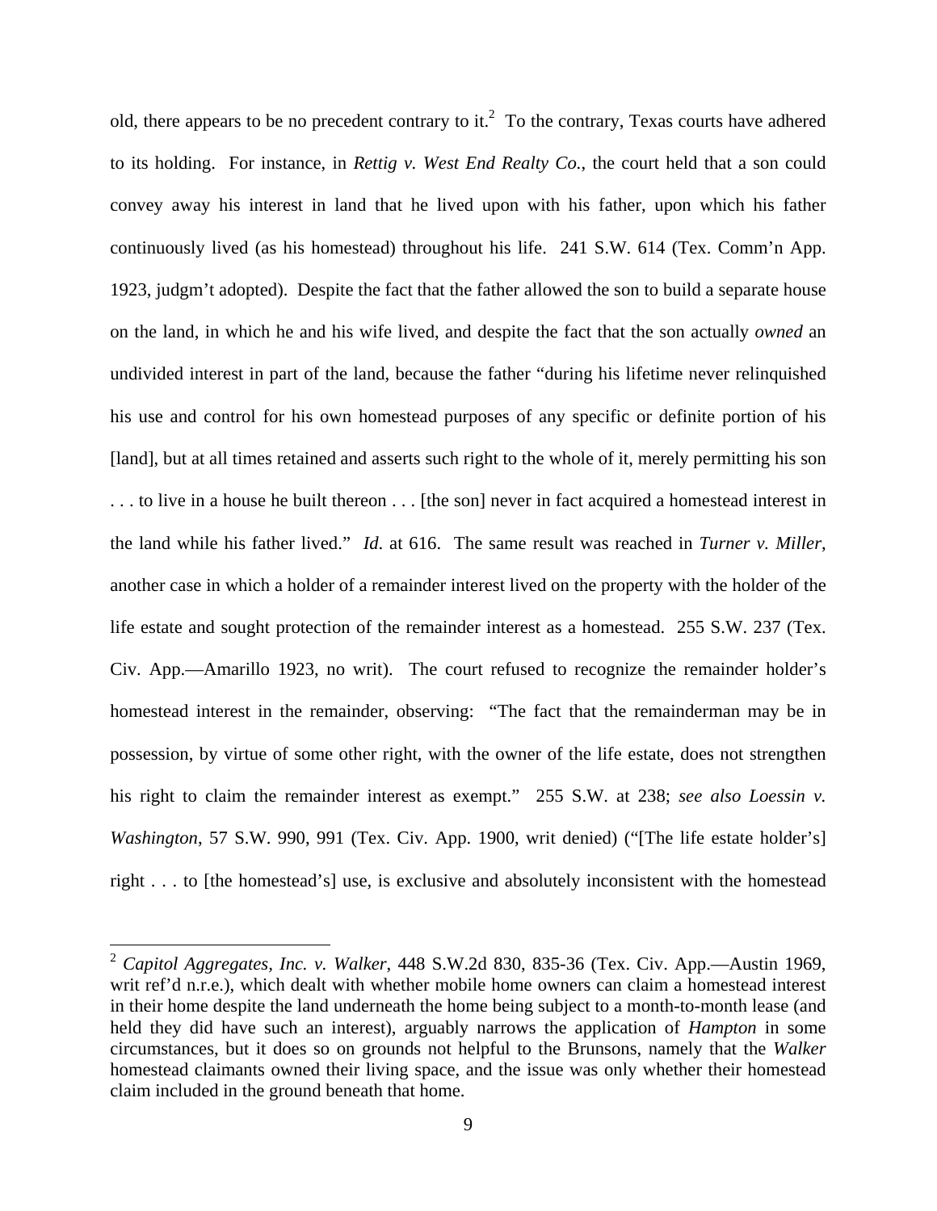old, there appears to be no precedent contrary to it.[2] To the contrary, Texas courts have adhered to its holding. For instance, in *Rettig v. West End Realty Co.*, the court held that a son could convey away his interest in land that he lived upon with his father, upon which his father continuously lived (as his homestead) throughout his life. 241 S.W. 614 (Tex. Comm'n App. 1923, judgm't adopted). Despite the fact that the father allowed the son to build a separate house on the land, in which he and his wife lived, and despite the fact that the son actually *owned* an undivided interest in part of the land, because the father "during his lifetime never relinquished his use and control for his own homestead purposes of any specific or definite portion of his [land], but at all times retained and asserts such right to the whole of it, merely permitting his son . . . to live in a house he built thereon . . . [the son] never in fact acquired a homestead interest in the land while his father lived." *Id.* at 616. The same result was reached in *Turner v. Miller*, another case in which a holder of a remainder interest lived on the property with the holder of the life estate and sought protection of the remainder interest as a homestead. 255 S.W. 237 (Tex. Civ. App.—Amarillo 1923, no writ). The court refused to recognize the remainder holder's homestead interest in the remainder, observing: "The fact that the remainderman may be in possession, by virtue of some other right, with the owner of the life estate, does not strengthen his right to claim the remainder interest as exempt." 255 S.W. at 238; *see also Loessin v. Washington*, 57 S.W. 990, 991 (Tex. Civ. App. 1900, writ denied) ("[The life estate holder's] right . . . to [the homestead's] use, is exclusive and absolutely inconsistent with the homestead

---

[2] *Capitol Aggregates, Inc. v. Walker*, 448 S.W.2d 830, 835-36 (Tex. Civ. App.—Austin 1969, writ ref'd n.r.e.), which dealt with whether mobile home owners can claim a homestead interest in their home despite the land underneath the home being subject to a month-to-month lease (and held they did have such an interest), arguably narrows the application of *Hampton* in some circumstances, but it does so on grounds not helpful to the Brunsons, namely that the *Walker* homestead claimants owned their living space, and the issue was only whether their homestead claim included in the ground beneath that home.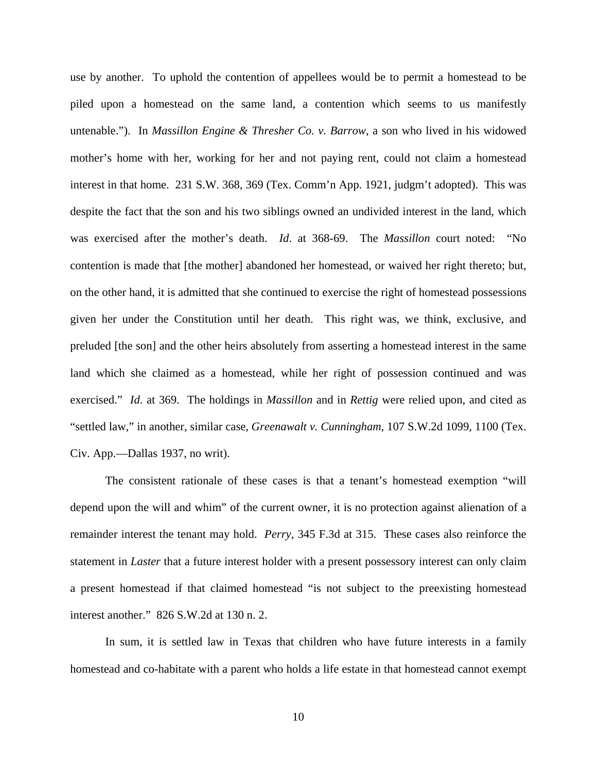use by another. To uphold the contention of appellees would be to permit a homestead to be piled upon a homestead on the same land, a contention which seems to us manifestly untenable."). In *Massillon Engine & Thresher Co. v. Barrow*, a son who lived in his widowed mother's home with her, working for her and not paying rent, could not claim a homestead interest in that home. 231 S.W. 368, 369 (Tex. Comm'n App. 1921, judgm't adopted). This was despite the fact that the son and his two siblings owned an undivided interest in the land, which was exercised after the mother's death. *Id.* at 368-69. The *Massillon* court noted: "No contention is made that [the mother] abandoned her homestead, or waived her right thereto; but, on the other hand, it is admitted that she continued to exercise the right of homestead possessions given her under the Constitution until her death. This right was, we think, exclusive, and preluded [the son] and the other heirs absolutely from asserting a homestead interest in the same land which she claimed as a homestead, while her right of possession continued and was exercised." *Id*. at 369. The holdings in *Massillon* and in *Rettig* were relied upon, and cited as "settled law," in another, similar case, *Greenawalt v. Cunningham*, 107 S.W.2d 1099, 1100 (Tex. Civ. App.—Dallas 1937, no writ).

The consistent rationale of these cases is that a tenant's homestead exemption "will depend upon the will and whim" of the current owner, it is no protection against alienation of a remainder interest the tenant may hold. *Perry*, 345 F.3d at 315. These cases also reinforce the statement in *Laster* that a future interest holder with a present possessory interest can only claim a present homestead if that claimed homestead "is not subject to the preexisting homestead interest another." 826 S.W.2d at 130 n. 2.

In sum, it is settled law in Texas that children who have future interests in a family homestead and co-habitate with a parent who holds a life estate in that homestead cannot exempt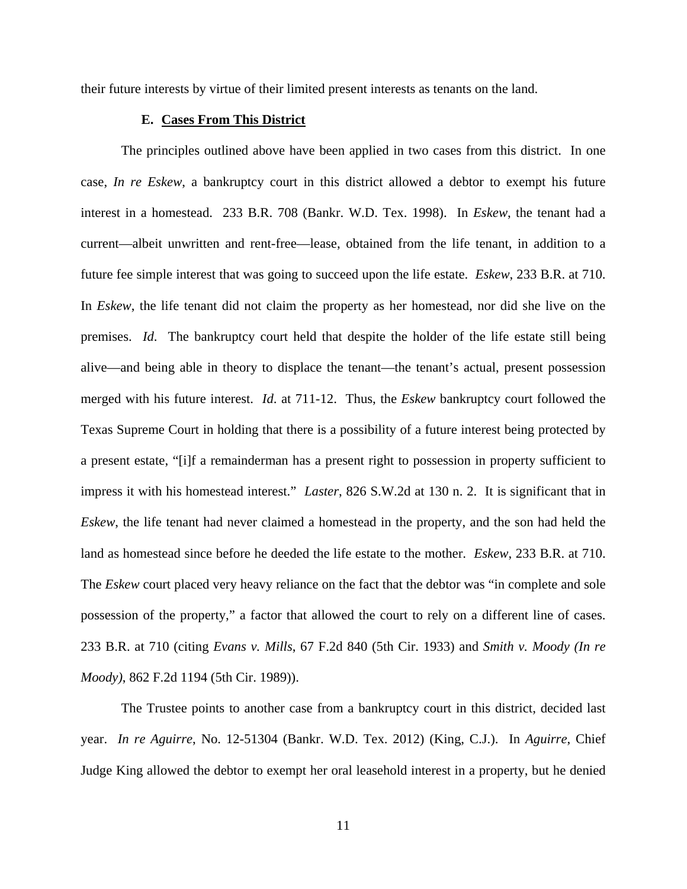their future interests by virtue of their limited present interests as tenants on the land.

### E. Cases From This District

The principles outlined above have been applied in two cases from this district. In one case, *In re Eskew*, a bankruptcy court in this district allowed a debtor to exempt his future interest in a homestead. 233 B.R. 708 (Bankr. W.D. Tex. 1998). In *Eskew*, the tenant had a current—albeit unwritten and rent-free—lease, obtained from the life tenant, in addition to a future fee simple interest that was going to succeed upon the life estate. *Eskew*, 233 B.R. at 710. In *Eskew*, the life tenant did not claim the property as her homestead, nor did she live on the premises. *Id*. The bankruptcy court held that despite the holder of the life estate still being alive—and being able in theory to displace the tenant—the tenant's actual, present possession merged with his future interest. *Id*. at 711-12. Thus, the *Eskew* bankruptcy court followed the Texas Supreme Court in holding that there is a possibility of a future interest being protected by a present estate, "[i]f a remainderman has a present right to possession in property sufficient to impress it with his homestead interest." *Laster*, 826 S.W.2d at 130 n. 2. It is significant that in *Eskew*, the life tenant had never claimed a homestead in the property, and the son had held the land as homestead since before he deeded the life estate to the mother. *Eskew*, 233 B.R. at 710. The *Eskew* court placed very heavy reliance on the fact that the debtor was "in complete and sole possession of the property," a factor that allowed the court to rely on a different line of cases. 233 B.R. at 710 (citing *Evans v. Mills*, 67 F.2d 840 (5th Cir. 1933) and *Smith v. Moody (In re Moody)*, 862 F.2d 1194 (5th Cir. 1989)).

The Trustee points to another case from a bankruptcy court in this district, decided last year. *In re Aguirre*, No. 12-51304 (Bankr. W.D. Tex. 2012) (King, C.J.). In *Aguirre*, Chief Judge King allowed the debtor to exempt her oral leasehold interest in a property, but he denied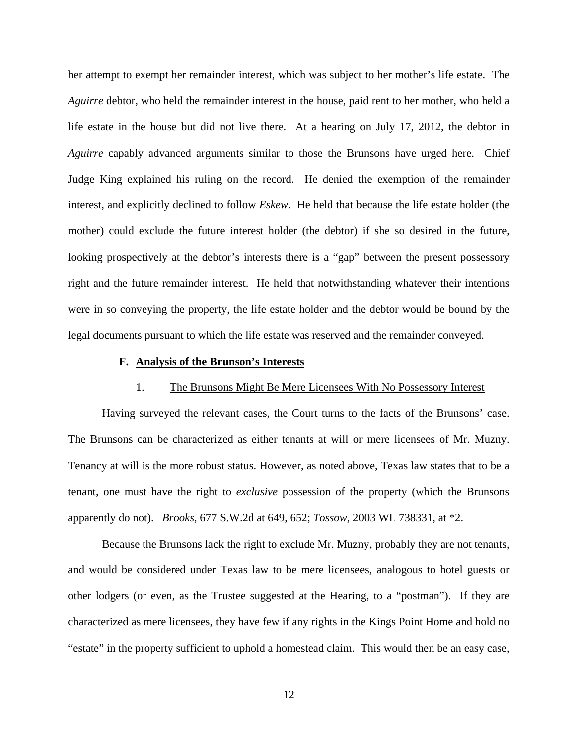her attempt to exempt her remainder interest, which was subject to her mother's life estate. The *Aguirre* debtor, who held the remainder interest in the house, paid rent to her mother, who held a life estate in the house but did not live there. At a hearing on July 17, 2012, the debtor in *Aguirre* capably advanced arguments similar to those the Brunsons have urged here. Chief Judge King explained his ruling on the record. He denied the exemption of the remainder interest, and explicitly declined to follow *Eskew*. He held that because the life estate holder (the mother) could exclude the future interest holder (the debtor) if she so desired in the future, looking prospectively at the debtor's interests there is a "gap" between the present possessory right and the future remainder interest. He held that notwithstanding whatever their intentions were in so conveying the property, the life estate holder and the debtor would be bound by the legal documents pursuant to which the life estate was reserved and the remainder conveyed.

### F. <u>Analysis of the Brunson's Interests</u>

#### 1. <u>The Brunsons Might Be Mere Licensees With No Possessory Interest</u>

Having surveyed the relevant cases, the Court turns to the facts of the Brunsons' case. The Brunsons can be characterized as either tenants at will or mere licensees of Mr. Muzny. Tenancy at will is the more robust status. However, as noted above, Texas law states that to be a tenant, one must have the right to *exclusive* possession of the property (which the Brunsons apparently do not). *Brooks*, 677 S.W.2d at 649, 652; *Tossow*, 2003 WL 738331, at *2.

Because the Brunsons lack the right to exclude Mr. Muzny, probably they are not tenants, and would be considered under Texas law to be mere licensees, analogous to hotel guests or other lodgers (or even, as the Trustee suggested at the Hearing, to a "postman"). If they are characterized as mere licensees, they have few if any rights in the Kings Point Home and hold no "estate" in the property sufficient to uphold a homestead claim. This would then be an easy case,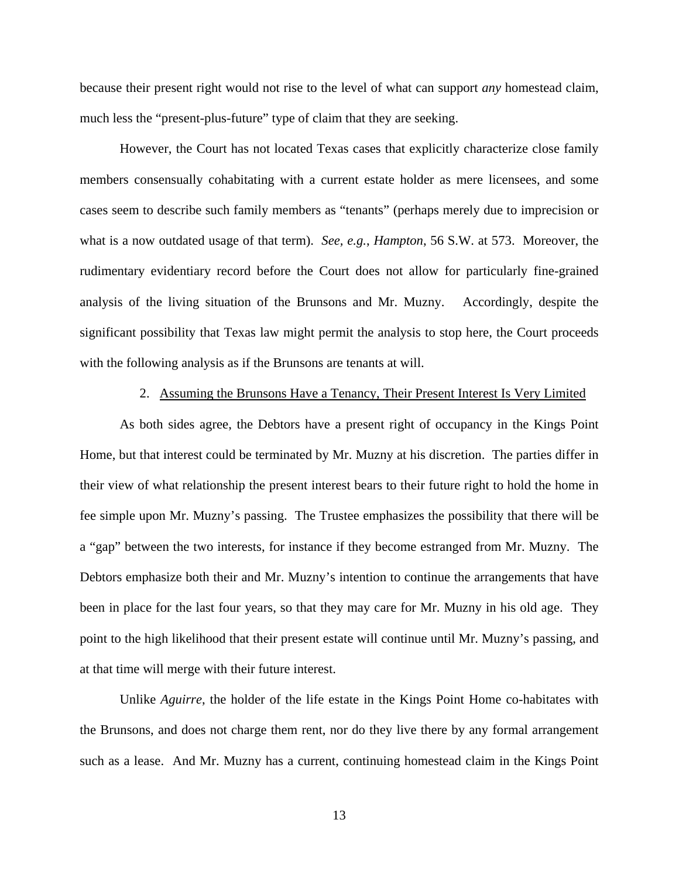because their present right would not rise to the level of what can support *any* homestead claim, much less the "present-plus-future" type of claim that they are seeking.

However, the Court has not located Texas cases that explicitly characterize close family members consensually cohabitating with a current estate holder as mere licensees, and some cases seem to describe such family members as "tenants" (perhaps merely due to imprecision or what is a now outdated usage of that term). *See, e.g.*, *Hampton*, 56 S.W. at 573. Moreover, the rudimentary evidentiary record before the Court does not allow for particularly fine-grained analysis of the living situation of the Brunsons and Mr. Muzny. Accordingly, despite the significant possibility that Texas law might permit the analysis to stop here, the Court proceeds with the following analysis as if the Brunsons are tenants at will.

2. Assuming the Brunsons Have a Tenancy, Their Present Interest Is Very Limited

As both sides agree, the Debtors have a present right of occupancy in the Kings Point Home, but that interest could be terminated by Mr. Muzny at his discretion. The parties differ in their view of what relationship the present interest bears to their future right to hold the home in fee simple upon Mr. Muzny's passing. The Trustee emphasizes the possibility that there will be a "gap" between the two interests, for instance if they become estranged from Mr. Muzny. The Debtors emphasize both their and Mr. Muzny's intention to continue the arrangements that have been in place for the last four years, so that they may care for Mr. Muzny in his old age. They point to the high likelihood that their present estate will continue until Mr. Muzny's passing, and at that time will merge with their future interest.

Unlike *Aguirre*, the holder of the life estate in the Kings Point Home co-habitates with the Brunsons, and does not charge them rent, nor do they live there by any formal arrangement such as a lease. And Mr. Muzny has a current, continuing homestead claim in the Kings Point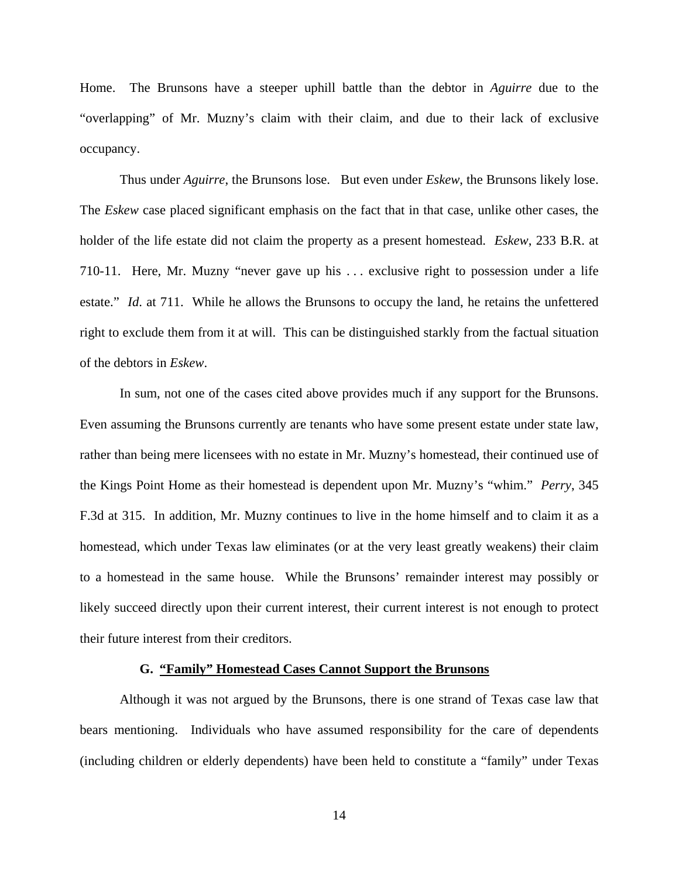Home. The Brunsons have a steeper uphill battle than the debtor in *Aguirre* due to the "overlapping" of Mr. Muzny's claim with their claim, and due to their lack of exclusive occupancy.

Thus under *Aguirre*, the Brunsons lose. But even under *Eskew*, the Brunsons likely lose. The *Eskew* case placed significant emphasis on the fact that in that case, unlike other cases, the holder of the life estate did not claim the property as a present homestead. *Eskew*, 233 B.R. at 710-11. Here, Mr. Muzny "never gave up his . . . exclusive right to possession under a life estate." *Id*. at 711. While he allows the Brunsons to occupy the land, he retains the unfettered right to exclude them from it at will. This can be distinguished starkly from the factual situation of the debtors in *Eskew*.

In sum, not one of the cases cited above provides much if any support for the Brunsons. Even assuming the Brunsons currently are tenants who have some present estate under state law, rather than being mere licensees with no estate in Mr. Muzny's homestead, their continued use of the Kings Point Home as their homestead is dependent upon Mr. Muzny's "whim." *Perry*, 345 F.3d at 315. In addition, Mr. Muzny continues to live in the home himself and to claim it as a homestead, which under Texas law eliminates (or at the very least greatly weakens) their claim to a homestead in the same house. While the Brunsons' remainder interest may possibly or likely succeed directly upon their current interest, their current interest is not enough to protect their future interest from their creditors.

### G. "Family" Homestead Cases Cannot Support the Brunsons

Although it was not argued by the Brunsons, there is one strand of Texas case law that bears mentioning. Individuals who have assumed responsibility for the care of dependents (including children or elderly dependents) have been held to constitute a "family" under Texas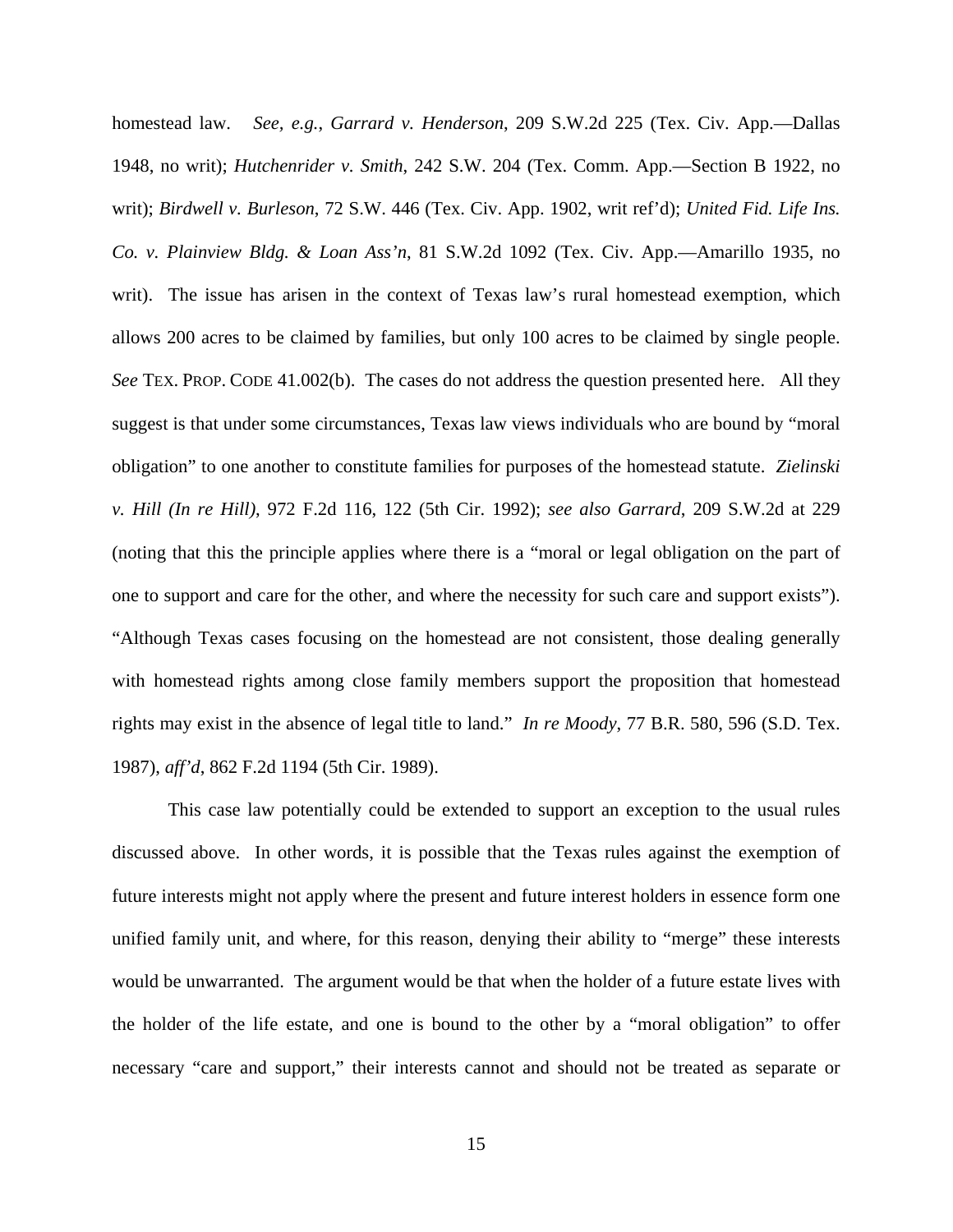homestead law. *See, e.g.*, *Garrard v. Henderson*, 209 S.W.2d 225 (Tex. Civ. App.—Dallas 1948, no writ); *Hutchenrider v. Smith*, 242 S.W. 204 (Tex. Comm. App.—Section B 1922, no writ); *Birdwell v. Burleson*, 72 S.W. 446 (Tex. Civ. App. 1902, writ ref'd); *United Fid. Life Ins. Co. v. Plainview Bldg. & Loan Ass'n*, 81 S.W.2d 1092 (Tex. Civ. App.—Amarillo 1935, no writ). The issue has arisen in the context of Texas law's rural homestead exemption, which allows 200 acres to be claimed by families, but only 100 acres to be claimed by single people. *See* TEX. PROP. CODE 41.002(b). The cases do not address the question presented here. All they suggest is that under some circumstances, Texas law views individuals who are bound by "moral obligation" to one another to constitute families for purposes of the homestead statute. *Zielinski v. Hill (In re Hill)*, 972 F.2d 116, 122 (5th Cir. 1992); *see also Garrard*, 209 S.W.2d at 229 (noting that this the principle applies where there is a "moral or legal obligation on the part of one to support and care for the other, and where the necessity for such care and support exists"). "Although Texas cases focusing on the homestead are not consistent, those dealing generally with homestead rights among close family members support the proposition that homestead rights may exist in the absence of legal title to land." *In re Moody*, 77 B.R. 580, 596 (S.D. Tex. 1987), *aff'd*, 862 F.2d 1194 (5th Cir. 1989).

This case law potentially could be extended to support an exception to the usual rules discussed above. In other words, it is possible that the Texas rules against the exemption of future interests might not apply where the present and future interest holders in essence form one unified family unit, and where, for this reason, denying their ability to "merge" these interests would be unwarranted. The argument would be that when the holder of a future estate lives with the holder of the life estate, and one is bound to the other by a "moral obligation" to offer necessary "care and support," their interests cannot and should not be treated as separate or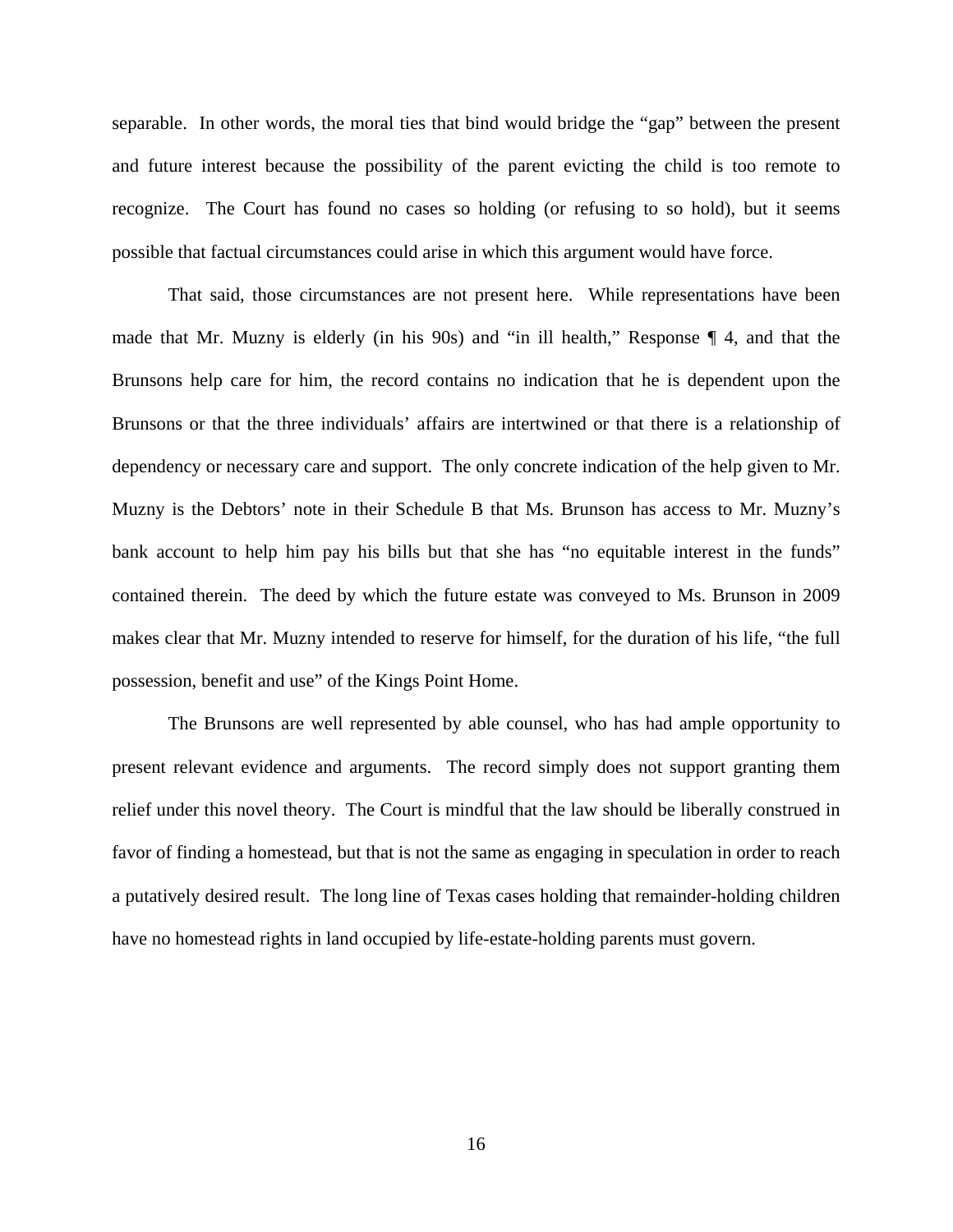separable. In other words, the moral ties that bind would bridge the "gap" between the present and future interest because the possibility of the parent evicting the child is too remote to recognize. The Court has found no cases so holding (or refusing to so hold), but it seems possible that factual circumstances could arise in which this argument would have force.

That said, those circumstances are not present here. While representations have been made that Mr. Muzny is elderly (in his 90s) and "in ill health," Response ¶ 4, and that the Brunsons help care for him, the record contains no indication that he is dependent upon the Brunsons or that the three individuals' affairs are intertwined or that there is a relationship of dependency or necessary care and support. The only concrete indication of the help given to Mr. Muzny is the Debtors' note in their Schedule B that Ms. Brunson has access to Mr. Muzny's bank account to help him pay his bills but that she has "no equitable interest in the funds" contained therein. The deed by which the future estate was conveyed to Ms. Brunson in 2009 makes clear that Mr. Muzny intended to reserve for himself, for the duration of his life, "the full possession, benefit and use" of the Kings Point Home.

The Brunsons are well represented by able counsel, who has had ample opportunity to present relevant evidence and arguments. The record simply does not support granting them relief under this novel theory. The Court is mindful that the law should be liberally construed in favor of finding a homestead, but that is not the same as engaging in speculation in order to reach a putatively desired result. The long line of Texas cases holding that remainder-holding children have no homestead rights in land occupied by life-estate-holding parents must govern.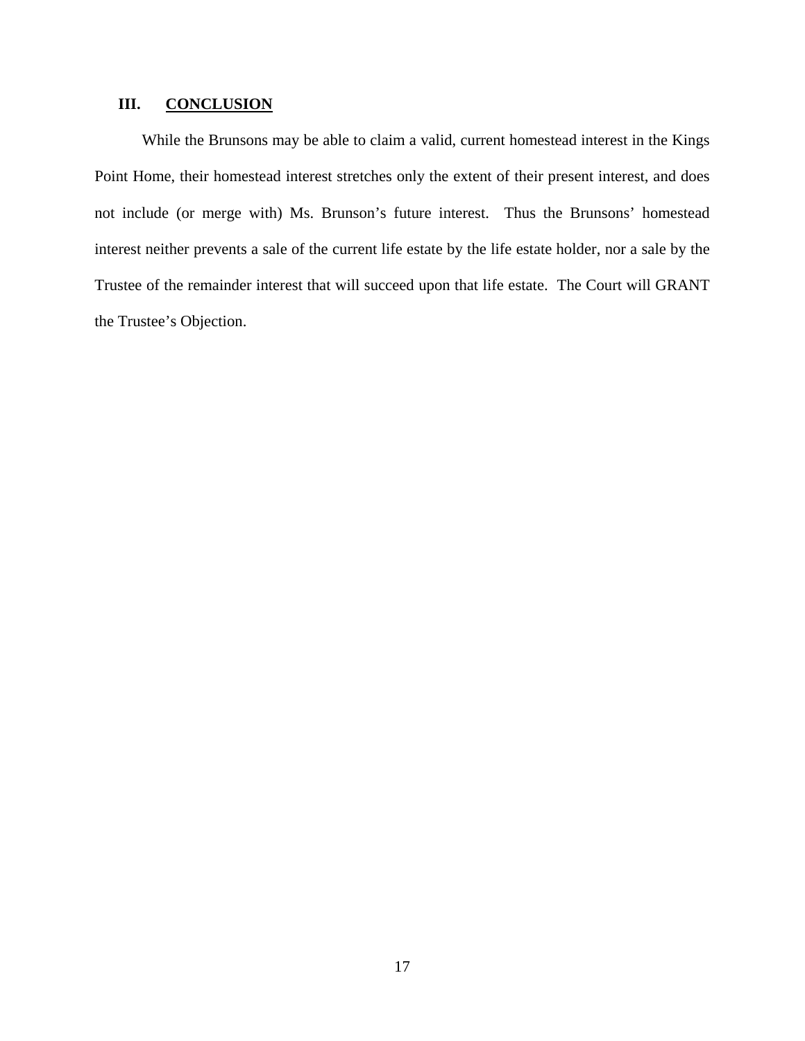## III. CONCLUSION

While the Brunsons may be able to claim a valid, current homestead interest in the Kings Point Home, their homestead interest stretches only the extent of their present interest, and does not include (or merge with) Ms. Brunson's future interest. Thus the Brunsons' homestead interest neither prevents a sale of the current life estate by the life estate holder, nor a sale by the Trustee of the remainder interest that will succeed upon that life estate. The Court will GRANT the Trustee's Objection.